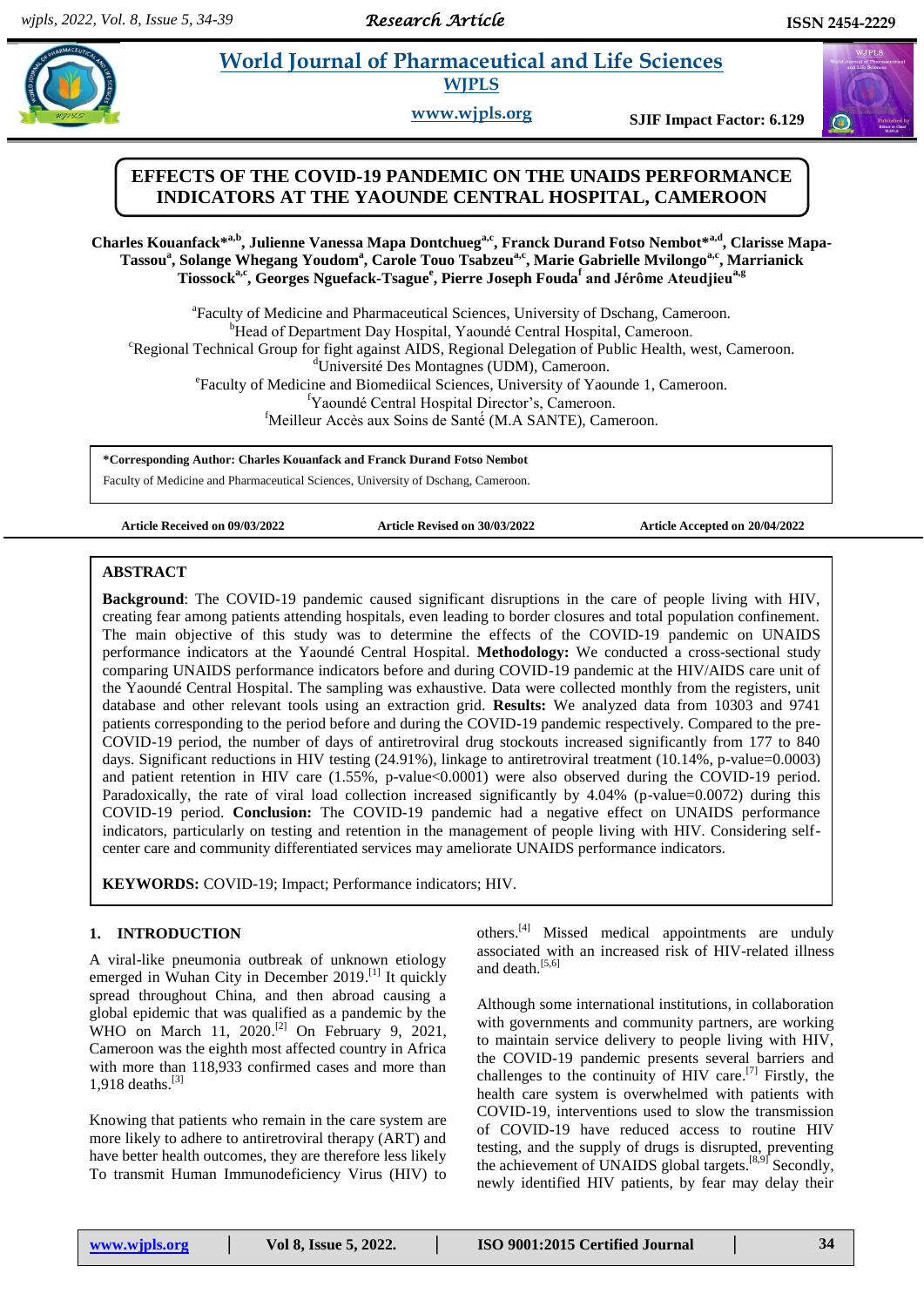# EFFECTS OF THE COVID-19 PANDEMIC ON THE UNAIDS PERFORMANCE INDICATORS AT THE YAOUNDE CENTRAL HOSPITAL, CAMEROON

**Charles Kouanfack*[a,b], Julienne Vanessa Mapa Dontchueg[a,c], Franck Durand Fotso Nembot*[a,d], Clarisse Mapa-Tassou[a], Solange Whegang Youdom[a], Carole Touo Tsabzeu[a,c], Marie Gabrielle Mvilongo[a,c], Marrianick Tiossock[a,c], Georges Nguefack-Tsague[e], Pierre Joseph Fouda[f] and Jérôme Ateudjieu[a,g]**

[a]Faculty of Medicine and Pharmaceutical Sciences, University of Dschang, Cameroon.
[b]Head of Department Day Hospital, Yaoundé Central Hospital, Cameroon.
[c]Regional Technical Group for fight against AIDS, Regional Delegation of Public Health, west, Cameroon.
[d]Université Des Montagnes (UDM), Cameroon.
[e]Faculty of Medicine and Biomediical Sciences, University of Yaounde 1, Cameroon.
[f]Yaoundé Central Hospital Director's, Cameroon.
[f]Meilleur Accès aux Soins de Santé (M.A SANTE), Cameroon.

**\*Corresponding Author: Charles Kouanfack and Franck Durand Fotso Nembot**
Faculty of Medicine and Pharmaceutical Sciences, University of Dschang, Cameroon.

**Article Received on 09/03/2022** | **Article Revised on 30/03/2022** | **Article Accepted on 20/04/2022**

## ABSTRACT

**Background**: The COVID-19 pandemic caused significant disruptions in the care of people living with HIV, creating fear among patients attending hospitals, even leading to border closures and total population confinement. The main objective of this study was to determine the effects of the COVID-19 pandemic on UNAIDS performance indicators at the Yaoundé Central Hospital. **Methodology:** We conducted a cross-sectional study comparing UNAIDS performance indicators before and during COVID-19 pandemic at the HIV/AIDS care unit of the Yaoundé Central Hospital. The sampling was exhaustive. Data were collected monthly from the registers, unit database and other relevant tools using an extraction grid. **Results:** We analyzed data from 10303 and 9741 patients corresponding to the period before and during the COVID-19 pandemic respectively. Compared to the pre-COVID-19 period, the number of days of antiretroviral drug stockouts increased significantly from 177 to 840 days. Significant reductions in HIV testing (24.91%), linkage to antiretroviral treatment (10.14%, p-value=0.0003) and patient retention in HIV care (1.55%, p-value<0.0001) were also observed during the COVID-19 period. Paradoxically, the rate of viral load collection increased significantly by 4.04% (p-value=0.0072) during this COVID-19 period. **Conclusion:** The COVID-19 pandemic had a negative effect on UNAIDS performance indicators, particularly on testing and retention in the management of people living with HIV. Considering self-center care and community differentiated services may ameliorate UNAIDS performance indicators.

**KEYWORDS:** COVID-19; Impact; Performance indicators; HIV.

## 1. INTRODUCTION

A viral-like pneumonia outbreak of unknown etiology emerged in Wuhan City in December 2019.[1] It quickly spread throughout China, and then abroad causing a global epidemic that was qualified as a pandemic by the WHO on March 11, 2020.[2] On February 9, 2021, Cameroon was the eighth most affected country in Africa with more than 118,933 confirmed cases and more than 1,918 deaths.[3]

Knowing that patients who remain in the care system are more likely to adhere to antiretroviral therapy (ART) and have better health outcomes, they are therefore less likely To transmit Human Immunodeficiency Virus (HIV) to others.[4] Missed medical appointments are unduly associated with an increased risk of HIV-related illness and death.[5,6]

Although some international institutions, in collaboration with governments and community partners, are working to maintain service delivery to people living with HIV, the COVID-19 pandemic presents several barriers and challenges to the continuity of HIV care.[7] Firstly, the health care system is overwhelmed with patients with COVID-19, interventions used to slow the transmission of COVID-19 have reduced access to routine HIV testing, and the supply of drugs is disrupted, preventing the achievement of UNAIDS global targets.[8,9] Secondly, newly identified HIV patients, by fear may delay their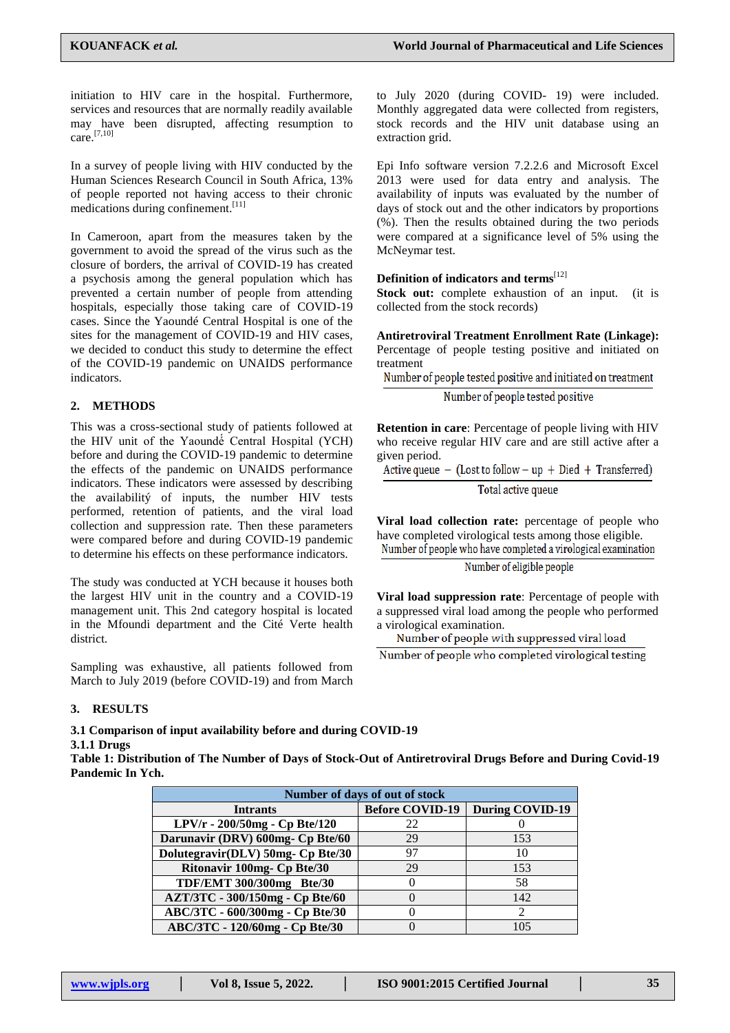initiation to HIV care in the hospital. Furthermore, services and resources that are normally readily available may have been disrupted, affecting resumption to care.[7,10]

In a survey of people living with HIV conducted by the Human Sciences Research Council in South Africa, 13% of people reported not having access to their chronic medications during confinement.[11]

In Cameroon, apart from the measures taken by the government to avoid the spread of the virus such as the closure of borders, the arrival of COVID-19 has created a psychosis among the general population which has prevented a certain number of people from attending hospitals, especially those taking care of COVID-19 cases. Since the Yaoundé Central Hospital is one of the sites for the management of COVID-19 and HIV cases, we decided to conduct this study to determine the effect of the COVID-19 pandemic on UNAIDS performance indicators.

## 2. METHODS

This was a cross-sectional study of patients followed at the HIV unit of the Yaoundé Central Hospital (YCH) before and during the COVID-19 pandemic to determine the effects of the pandemic on UNAIDS performance indicators. These indicators were assessed by describing the availabilitý of inputs, the number HIV tests performed, retention of patients, and the viral load collection and suppression rate. Then these parameters were compared before and during COVID-19 pandemic to determine his effects on these performance indicators.

The study was conducted at YCH because it houses both the largest HIV unit in the country and a COVID-19 management unit. This 2nd category hospital is located in the Mfoundi department and the Cité Verte health district.

Sampling was exhaustive, all patients followed from March to July 2019 (before COVID-19) and from March to July 2020 (during COVID- 19) were included. Monthly aggregated data were collected from registers, stock records and the HIV unit database using an extraction grid.

Epi Info software version 7.2.2.6 and Microsoft Excel 2013 were used for data entry and analysis. The availability of inputs was evaluated by the number of days of stock out and the other indicators by proportions (%). Then the results obtained during the two periods were compared at a significance level of 5% using the McNeymar test.

**Definition of indicators and terms**[12]

**Stock out:** complete exhaustion of an input. (it is collected from the stock records)

**Antiretroviral Treatment Enrollment Rate (Linkage):** Percentage of people testing positive and initiated on treatment

$$\frac{\text{Number of people tested positive and initiated on treatment}}{\text{Number of people tested positive}}$$

**Retention in care**: Percentage of people living with HIV who receive regular HIV care and are still active after a given period.

$$\frac{\text{Active queue} - (\text{Lost to follow-up} + \text{Died} + \text{Transferred})}{\text{Total active queue}}$$

**Viral load collection rate:** percentage of people who have completed virological tests among those eligible.

$$\frac{\text{Number of people who have completed a virological examination}}{\text{Number of eligible people}}$$

**Viral load suppression rate:** Percentage of people with a suppressed viral load among the people who performed a virological examination.

$$\frac{\text{Number of people with suppressed viral load}}{\text{Number of people who completed virological testing}}$$

## 3. RESULTS

### 3.1 Comparison of input availability before and during COVID-19

#### 3.1.1 Drugs

**Table 1: Distribution of The Number of Days of Stock-Out of Antiretroviral Drugs Before and During Covid-19 Pandemic In Ych.**

| Number of days of out of stock | | |
|---|---|---|
| **Intrants** | **Before COVID-19** | **During COVID-19** |
| **LPV/r - 200/50mg - Cp Bte/120** | 22 | 0 |
| **Darunavir (DRV) 600mg- Cp Bte/60** | 29 | 153 |
| **Dolutegravir(DLV) 50mg- Cp Bte/30** | 97 | 10 |
| **Ritonavir 100mg- Cp Bte/30** | 29 | 153 |
| **TDF/EMT 300/300mg Bte/30** | 0 | 58 |
| **AZT/3TC - 300/150mg - Cp Bte/60** | 0 | 142 |
| **ABC/3TC - 600/300mg - Cp Bte/30** | 0 | 2 |
| **ABC/3TC - 120/60mg - Cp Bte/30** | 0 | 105 |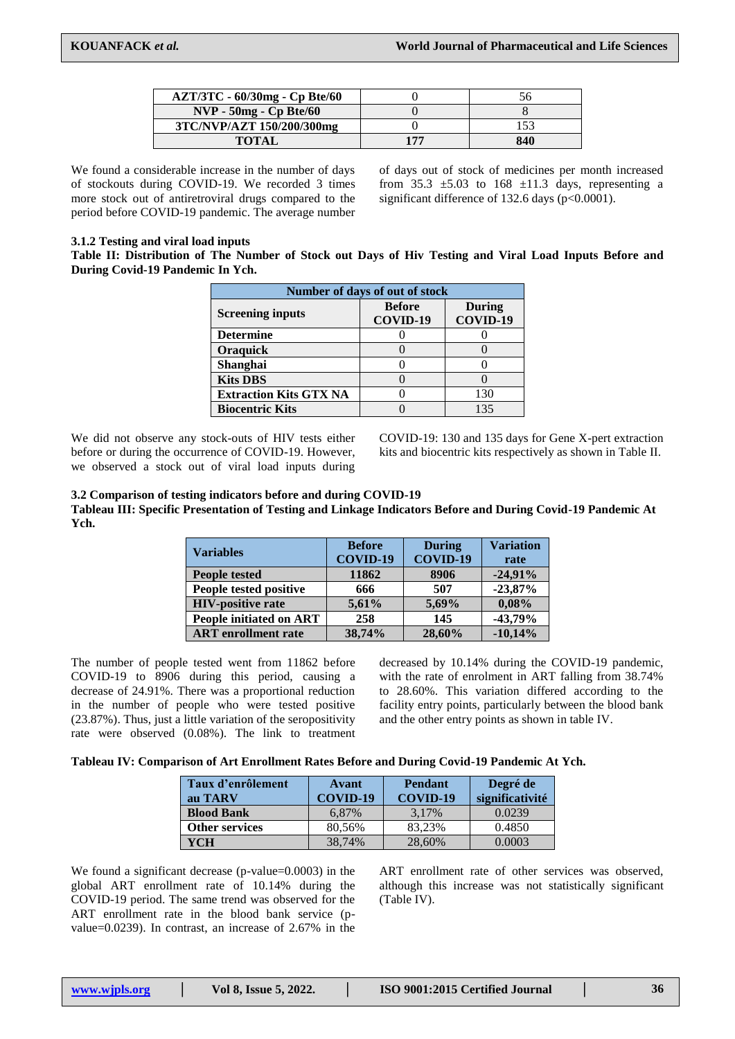| AZT/3TC - 60/30mg - Cp Bte/60 | 0 | 56 |
|---|---|---|
| NVP - 50mg - Cp Bte/60 | 0 | 8 |
| 3TC/NVP/AZT 150/200/300mg | 0 | 153 |
| **TOTAL** | **177** | **840** |

We found a considerable increase in the number of days of stockouts during COVID-19. We recorded 3 times more stock out of antiretroviral drugs compared to the period before COVID-19 pandemic. The average number of days out of stock of medicines per month increased from 35.3 ±5.03 to 168 ±11.3 days, representing a significant difference of 132.6 days ($p<0.0001$).

### 3.1.2 Testing and viral load inputs

**Table II: Distribution of The Number of Stock out Days of Hiv Testing and Viral Load Inputs Before and During Covid-19 Pandemic In Ych.**

| Number of days of out of stock | | |
|---|---|---|
| **Screening inputs** | **Before COVID-19** | **During COVID-19** |
| **Determine** | 0 | 0 |
| **Oraquick** | 0 | 0 |
| **Shanghai** | 0 | 0 |
| **Kits DBS** | 0 | 0 |
| **Extraction Kits GTX NA** | 0 | 130 |
| **Biocentric Kits** | 0 | 135 |

We did not observe any stock-outs of HIV tests either before or during the occurrence of COVID-19. However, we observed a stock out of viral load inputs during COVID-19: 130 and 135 days for Gene X-pert extraction kits and biocentric kits respectively as shown in Table II.

### 3.2 Comparison of testing indicators before and during COVID-19

**Tableau III: Specific Presentation of Testing and Linkage Indicators Before and During Covid-19 Pandemic At Ych.**

| Variables | Before COVID-19 | During COVID-19 | Variation rate |
|---|---|---|---|
| **People tested** | **11862** | **8906** | **-24,91%** |
| **People tested positive** | **666** | **507** | **-23,87%** |
| **HIV-positive rate** | **5,61%** | **5,69%** | **0,08%** |
| **People initiated on ART** | **258** | **145** | **-43,79%** |
| **ART enrollment rate** | **38,74%** | **28,60%** | **-10,14%** |

The number of people tested went from 11862 before COVID-19 to 8906 during this period, causing a decrease of 24.91%. There was a proportional reduction in the number of people who were tested positive (23.87%). Thus, just a little variation of the seropositivity rate were observed (0.08%). The link to treatment decreased by 10.14% during the COVID-19 pandemic, with the rate of enrolment in ART falling from 38.74% to 28.60%. This variation differed according to the facility entry points, particularly between the blood bank and the other entry points as shown in table IV.

**Tableau IV: Comparison of Art Enrollment Rates Before and During Covid-19 Pandemic At Ych.**

| Taux d'enrôlement au TARV | Avant COVID-19 | Pendant COVID-19 | Degré de significativité |
|---|---|---|---|
| **Blood Bank** | 6,87% | 3,17% | 0.0239 |
| **Other services** | 80,56% | 83,23% | 0.4850 |
| **YCH** | 38,74% | 28,60% | 0.0003 |

We found a significant decrease (p-value=0.0003) in the global ART enrollment rate of 10.14% during the COVID-19 period. The same trend was observed for the ART enrollment rate in the blood bank service (p-value=0.0239). In contrast, an increase of 2.67% in the ART enrollment rate of other services was observed, although this increase was not statistically significant (Table IV).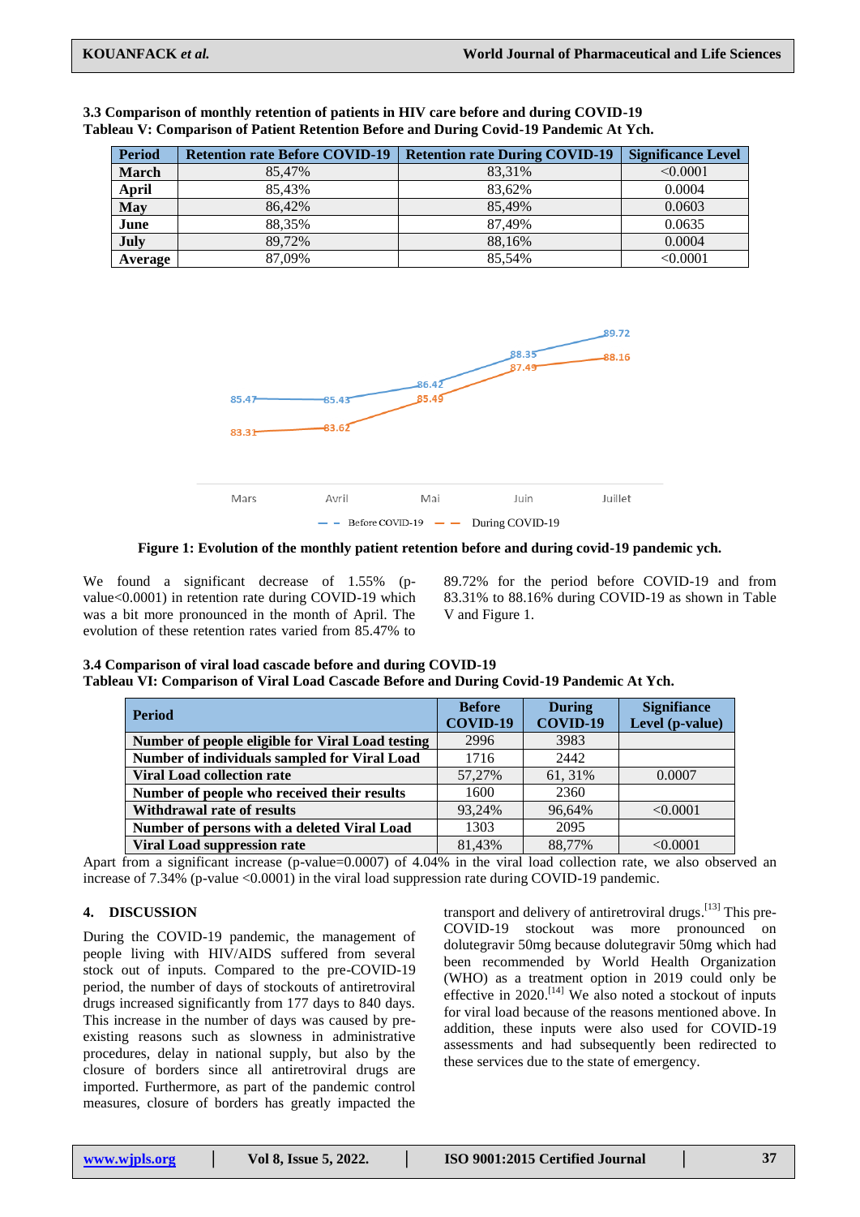### 3.3 Comparison of monthly retention of patients in HIV care before and during COVID-19

**Tableau V: Comparison of Patient Retention Before and During Covid-19 Pandemic At Ych.**

| Period | Retention rate Before COVID-19 | Retention rate During COVID-19 | Significance Level |
|---|---|---|---|
| **March** | 85,47% | 83,31% | <0.0001 |
| **April** | 85,43% | 83,62% | 0.0004 |
| **May** | 86,42% | 85,49% | 0.0603 |
| **June** | 88,35% | 87,49% | 0.0635 |
| **July** | 89,72% | 88,16% | 0.0004 |
| **Average** | 87,09% | 85,54% | <0.0001 |

**Figure 1: Evolution of the monthly patient retention before and during covid-19 pandemic ych.**

We found a significant decrease of 1.55% (p-value<0.0001) in retention rate during COVID-19 which was a bit more pronounced in the month of April. The evolution of these retention rates varied from 85.47% to 89.72% for the period before COVID-19 and from 83.31% to 88.16% during COVID-19 as shown in Table V and Figure 1.

### 3.4 Comparison of viral load cascade before and during COVID-19

**Tableau VI: Comparison of Viral Load Cascade Before and During Covid-19 Pandemic At Ych.**

| Period | Before COVID-19 | During COVID-19 | Significance Level (p-value) |
|---|---|---|---|
| **Number of people eligible for Viral Load testing** | 2996 | 3983 | |
| **Number of individuals sampled for Viral Load** | 1716 | 2442 | |
| **Viral Load collection rate** | 57,27% | 61, 31% | 0.0007 |
| **Number of people who received their results** | 1600 | 2360 | |
| **Withdrawal rate of results** | 93,24% | 96,64% | <0.0001 |
| **Number of persons with a deleted Viral Load** | 1303 | 2095 | |
| **Viral Load suppression rate** | 81,43% | 88,77% | <0.0001 |

Apart from a significant increase (p-value=0.0007) of 4.04% in the viral load collection rate, we also observed an increase of 7.34% (p-value <0.0001) in the viral load suppression rate during COVID-19 pandemic.

## 4. DISCUSSION

During the COVID-19 pandemic, the management of people living with HIV/AIDS suffered from several stock out of inputs. Compared to the pre-COVID-19 period, the number of days of stockouts of antiretroviral drugs increased significantly from 177 days to 840 days. This increase in the number of days was caused by pre-existing reasons such as slowness in administrative procedures, delay in national supply, but also by the closure of borders since all antiretroviral drugs are imported. Furthermore, as part of the pandemic control measures, closure of borders has greatly impacted the transport and delivery of antiretroviral drugs.[13] This pre-COVID-19 stockout was more pronounced on dolutegravir 50mg because dolutegravir 50mg which had been recommended by World Health Organization (WHO) as a treatment option in 2019 could only be effective in 2020.[14] We also noted a stockout of inputs for viral load because of the reasons mentioned above. In addition, these inputs were also used for COVID-19 assessments and had subsequently been redirected to these services due to the state of emergency.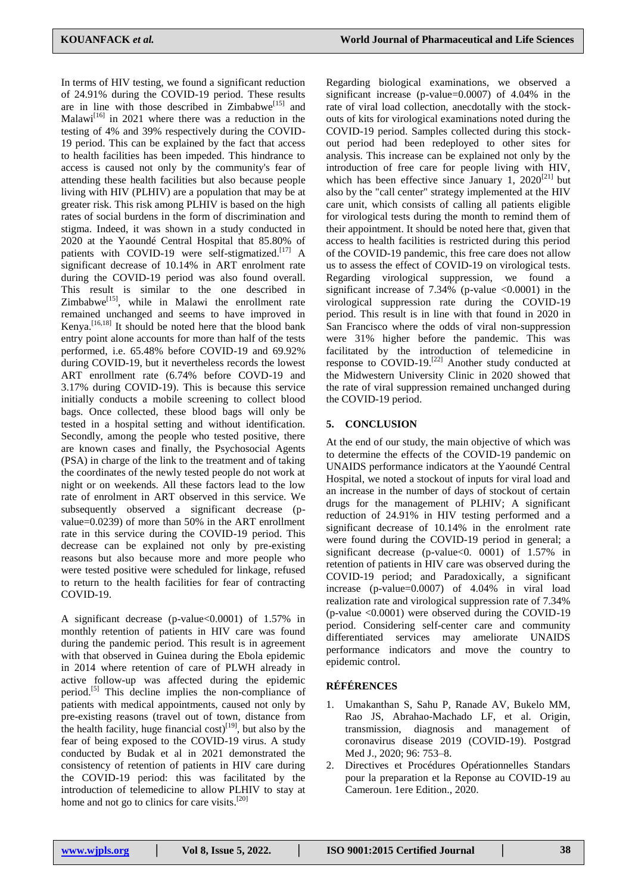In terms of HIV testing, we found a significant reduction of 24.91% during the COVID-19 period. These results are in line with those described in Zimbabwe[15] and Malawi[16] in 2021 where there was a reduction in the testing of 4% and 39% respectively during the COVID-19 period. This can be explained by the fact that access to health facilities has been impeded. This hindrance to access is caused not only by the community's fear of attending these health facilities but also because people living with HIV (PLHIV) are a population that may be at greater risk. This risk among PLHIV is based on the high rates of social burdens in the form of discrimination and stigma. Indeed, it was shown in a study conducted in 2020 at the Yaoundé Central Hospital that 85.80% of patients with COVID-19 were self-stigmatized.[17] A significant decrease of 10.14% in ART enrolment rate during the COVID-19 period was also found overall. This result is similar to the one described in Zimbabwe[15], while in Malawi the enrollment rate remained unchanged and seems to have improved in Kenya.[16,18] It should be noted here that the blood bank entry point alone accounts for more than half of the tests performed, i.e. 65.48% before COVID-19 and 69.92% during COVID-19, but it nevertheless records the lowest ART enrollment rate (6.74% before COVD-19 and 3.17% during COVID-19). This is because this service initially conducts a mobile screening to collect blood bags. Once collected, these blood bags will only be tested in a hospital setting and without identification. Secondly, among the people who tested positive, there are known cases and finally, the Psychosocial Agents (PSA) in charge of the link to the treatment and of taking the coordinates of the newly tested people do not work at night or on weekends. All these factors lead to the low rate of enrolment in ART observed in this service. We subsequently observed a significant decrease (p-value=0.0239) of more than 50% in the ART enrollment rate in this service during the COVID-19 period. This decrease can be explained not only by pre-existing reasons but also because more and more people who were tested positive were scheduled for linkage, refused to return to the health facilities for fear of contracting COVID-19.

A significant decrease (p-value<0.0001) of 1.57% in monthly retention of patients in HIV care was found during the pandemic period. This result is in agreement with that observed in Guinea during the Ebola epidemic in 2014 where retention of care of PLWH already in active follow-up was affected during the epidemic period.[5] This decline implies the non-compliance of patients with medical appointments, caused not only by pre-existing reasons (travel out of town, distance from the health facility, huge financial cost)[19], but also by the fear of being exposed to the COVID-19 virus. A study conducted by Budak et al in 2021 demonstrated the consistency of retention of patients in HIV care during the COVID-19 period: this was facilitated by the introduction of telemedicine to allow PLHIV to stay at home and not go to clinics for care visits.[20]

Regarding biological examinations, we observed a significant increase (p-value=0.0007) of 4.04% in the rate of viral load collection, anecdotally with the stock-outs of kits for virological examinations noted during the COVID-19 period. Samples collected during this stock-out period had been redeployed to other sites for analysis. This increase can be explained not only by the introduction of free care for people living with HIV, which has been effective since January 1, 2020[21] but also by the "call center" strategy implemented at the HIV care unit, which consists of calling all patients eligible for virological tests during the month to remind them of their appointment. It should be noted here that, given that access to health facilities is restricted during this period of the COVID-19 pandemic, this free care does not allow us to assess the effect of COVID-19 on virological tests. Regarding virological suppression, we found a significant increase of 7.34% (p-value <0.0001) in the virological suppression rate during the COVID-19 period. This result is in line with that found in 2020 in San Francisco where the odds of viral non-suppression were 31% higher before the pandemic. This was facilitated by the introduction of telemedicine in response to COVID-19.[22] Another study conducted at the Midwestern University Clinic in 2020 showed that the rate of viral suppression remained unchanged during the COVID-19 period.

## 5. CONCLUSION

At the end of our study, the main objective of which was to determine the effects of the COVID-19 pandemic on UNAIDS performance indicators at the Yaoundé Central Hospital, we noted a stockout of inputs for viral load and an increase in the number of days of stockout of certain drugs for the management of PLHIV; A significant reduction of 24.91% in HIV testing performed and a significant decrease of 10.14% in the enrolment rate were found during the COVID-19 period in general; a significant decrease (p-value<0. 0001) of 1.57% in retention of patients in HIV care was observed during the COVID-19 period; and Paradoxically, a significant increase (p-value=0.0007) of 4.04% in viral load realization rate and virological suppression rate of 7.34% (p-value <0.0001) were observed during the COVID-19 period. Considering self-center care and community differentiated services may ameliorate UNAIDS performance indicators and move the country to epidemic control.

## RÉFÉRENCES

1. Umakanthan S, Sahu P, Ranade AV, Bukelo MM, Rao JS, Abrahao-Machado LF, et al. Origin, transmission, diagnosis and management of coronavirus disease 2019 (COVID-19). Postgrad Med J., 2020; 96: 753–8.
2. Directives et Procédures Opérationnelles Standars pour la preparation et la Reponse au COVID-19 au Cameroun. 1ere Edition., 2020.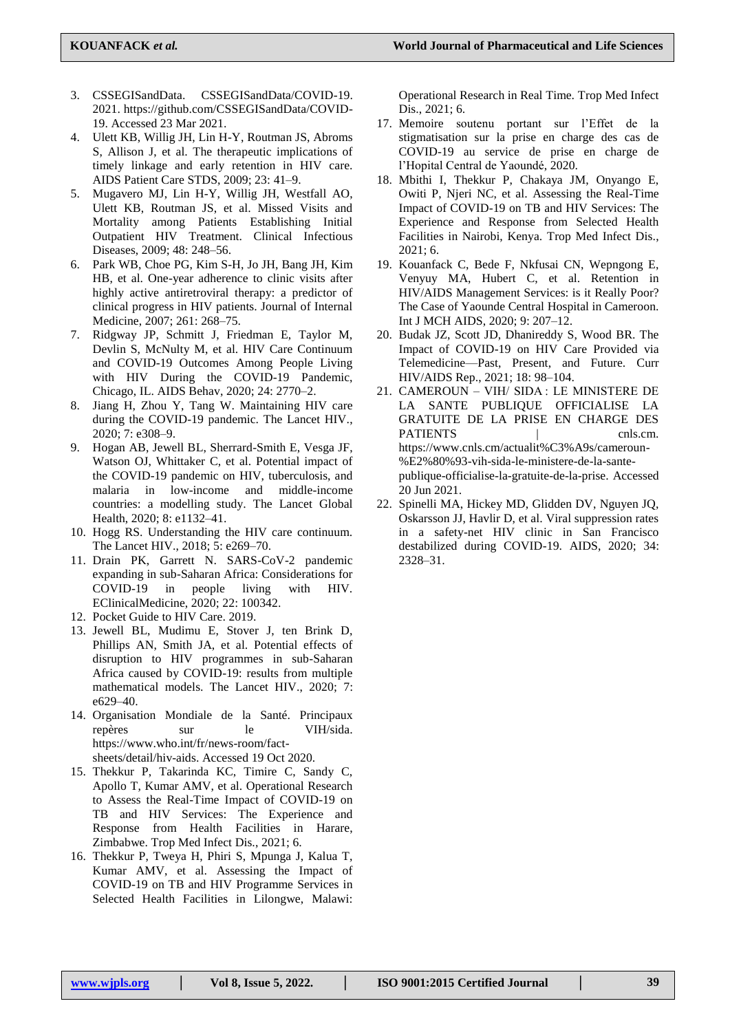3. CSSEGISandData. CSSEGISandData/COVID-19. 2021. https://github.com/CSSEGISandData/COVID-19. Accessed 23 Mar 2021.
4. Ulett KB, Willig JH, Lin H-Y, Routman JS, Abroms S, Allison J, et al. The therapeutic implications of timely linkage and early retention in HIV care. AIDS Patient Care STDS, 2009; 23: 41–9.
5. Mugavero MJ, Lin H-Y, Willig JH, Westfall AO, Ulett KB, Routman JS, et al. Missed Visits and Mortality among Patients Establishing Initial Outpatient HIV Treatment. Clinical Infectious Diseases, 2009; 48: 248–56.
6. Park WB, Choe PG, Kim S-H, Jo JH, Bang JH, Kim HB, et al. One-year adherence to clinic visits after highly active antiretroviral therapy: a predictor of clinical progress in HIV patients. Journal of Internal Medicine, 2007; 261: 268–75.
7. Ridgway JP, Schmitt J, Friedman E, Taylor M, Devlin S, McNulty M, et al. HIV Care Continuum and COVID-19 Outcomes Among People Living with HIV During the COVID-19 Pandemic, Chicago, IL. AIDS Behav, 2020; 24: 2770–2.
8. Jiang H, Zhou Y, Tang W. Maintaining HIV care during the COVID-19 pandemic. The Lancet HIV., 2020; 7: e308–9.
9. Hogan AB, Jewell BL, Sherrard-Smith E, Vesga JF, Watson OJ, Whittaker C, et al. Potential impact of the COVID-19 pandemic on HIV, tuberculosis, and malaria in low-income and middle-income countries: a modelling study. The Lancet Global Health, 2020; 8: e1132–41.
10. Hogg RS. Understanding the HIV care continuum. The Lancet HIV., 2018; 5: e269–70.
11. Drain PK, Garrett N. SARS-CoV-2 pandemic expanding in sub-Saharan Africa: Considerations for COVID-19 in people living with HIV. EClinicalMedicine, 2020; 22: 100342.
12. Pocket Guide to HIV Care. 2019.
13. Jewell BL, Mudimu E, Stover J, ten Brink D, Phillips AN, Smith JA, et al. Potential effects of disruption to HIV programmes in sub-Saharan Africa caused by COVID-19: results from multiple mathematical models. The Lancet HIV., 2020; 7: e629–40.
14. Organisation Mondiale de la Santé. Principaux repères sur le VIH/sida. https://www.who.int/fr/news-room/fact-sheets/detail/hiv-aids. Accessed 19 Oct 2020.
15. Thekkur P, Takarinda KC, Timire C, Sandy C, Apollo T, Kumar AMV, et al. Operational Research to Assess the Real-Time Impact of COVID-19 on TB and HIV Services: The Experience and Response from Health Facilities in Harare, Zimbabwe. Trop Med Infect Dis., 2021; 6.
16. Thekkur P, Tweya H, Phiri S, Mpunga J, Kalua T, Kumar AMV, et al. Assessing the Impact of COVID-19 on TB and HIV Programme Services in Selected Health Facilities in Lilongwe, Malawi: Operational Research in Real Time. Trop Med Infect Dis., 2021; 6.
17. Memoire soutenu portant sur l'Effet de la stigmatisation sur la prise en charge des cas de COVID-19 au service de prise en charge de l'Hopital Central de Yaoundé, 2020.
18. Mbithi I, Thekkur P, Chakaya JM, Onyango E, Owiti P, Njeri NC, et al. Assessing the Real-Time Impact of COVID-19 on TB and HIV Services: The Experience and Response from Selected Health Facilities in Nairobi, Kenya. Trop Med Infect Dis., 2021; 6.
19. Kouanfack C, Bede F, Nkfusai CN, Wepngong E, Venyuy MA, Hubert C, et al. Retention in HIV/AIDS Management Services: is it Really Poor? The Case of Yaounde Central Hospital in Cameroon. Int J MCH AIDS, 2020; 9: 207–12.
20. Budak JZ, Scott JD, Dhanireddy S, Wood BR. The Impact of COVID-19 on HIV Care Provided via Telemedicine—Past, Present, and Future. Curr HIV/AIDS Rep., 2021; 18: 98–104.
21. CAMEROUN – VIH/ SIDA : LE MINISTERE DE LA SANTE PUBLIQUE OFFICIALISE LA GRATUITE DE LA PRISE EN CHARGE DES PATIENTS | cnls.cm. https://www.cnls.cm/actualit%C3%A9s/cameroun-%E2%80%93-vih-sida-le-ministere-de-la-sante-publique-officialise-la-gratuite-de-la-prise. Accessed 20 Jun 2021.
22. Spinelli MA, Hickey MD, Glidden DV, Nguyen JQ, Oskarsson JJ, Havlir D, et al. Viral suppression rates in a safety-net HIV clinic in San Francisco destabilized during COVID-19. AIDS, 2020; 34: 2328–31.